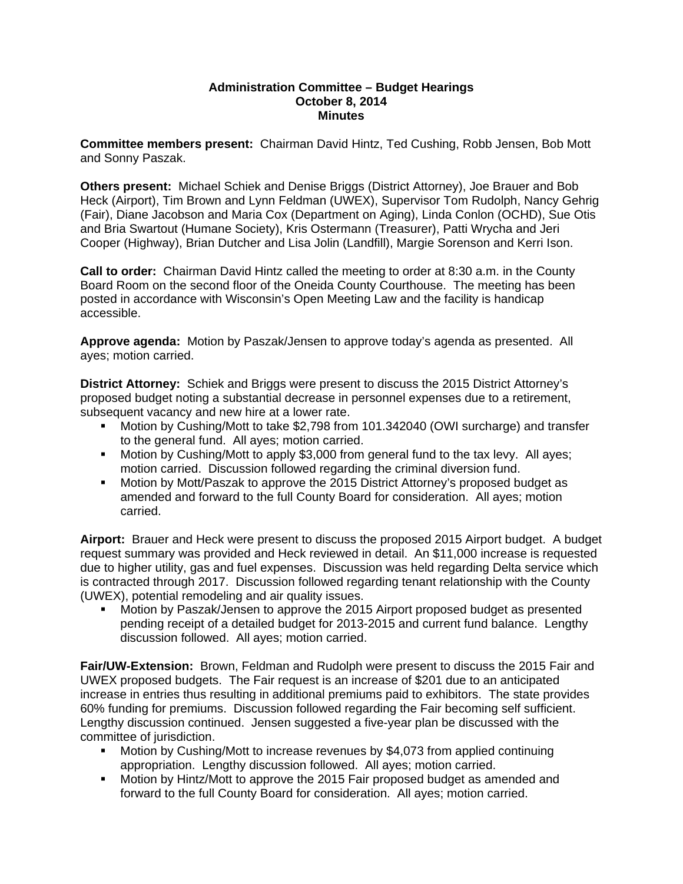# Administration Committee – Budget Hearings
## October 8, 2014
## Minutes

**Committee members present:** Chairman David Hintz, Ted Cushing, Robb Jensen, Bob Mott and Sonny Paszak.

**Others present:** Michael Schiek and Denise Briggs (District Attorney), Joe Brauer and Bob Heck (Airport), Tim Brown and Lynn Feldman (UWEX), Supervisor Tom Rudolph, Nancy Gehrig (Fair), Diane Jacobson and Maria Cox (Department on Aging), Linda Conlon (OCHD), Sue Otis and Bria Swartout (Humane Society), Kris Ostermann (Treasurer), Patti Wrycha and Jeri Cooper (Highway), Brian Dutcher and Lisa Jolin (Landfill), Margie Sorenson and Kerri Ison.

**Call to order:** Chairman David Hintz called the meeting to order at 8:30 a.m. in the County Board Room on the second floor of the Oneida County Courthouse. The meeting has been posted in accordance with Wisconsin's Open Meeting Law and the facility is handicap accessible.

**Approve agenda:** Motion by Paszak/Jensen to approve today's agenda as presented. All ayes; motion carried.

**District Attorney:** Schiek and Briggs were present to discuss the 2015 District Attorney's proposed budget noting a substantial decrease in personnel expenses due to a retirement, subsequent vacancy and new hire at a lower rate.

- Motion by Cushing/Mott to take $2,798 from 101.342040 (OWI surcharge) and transfer to the general fund. All ayes; motion carried.
- Motion by Cushing/Mott to apply $3,000 from general fund to the tax levy. All ayes; motion carried. Discussion followed regarding the criminal diversion fund.
- Motion by Mott/Paszak to approve the 2015 District Attorney's proposed budget as amended and forward to the full County Board for consideration. All ayes; motion carried.

**Airport:** Brauer and Heck were present to discuss the proposed 2015 Airport budget. A budget request summary was provided and Heck reviewed in detail. An $11,000 increase is requested due to higher utility, gas and fuel expenses. Discussion was held regarding Delta service which is contracted through 2017. Discussion followed regarding tenant relationship with the County (UWEX), potential remodeling and air quality issues.

- Motion by Paszak/Jensen to approve the 2015 Airport proposed budget as presented pending receipt of a detailed budget for 2013-2015 and current fund balance. Lengthy discussion followed. All ayes; motion carried.

**Fair/UW-Extension:** Brown, Feldman and Rudolph were present to discuss the 2015 Fair and UWEX proposed budgets. The Fair request is an increase of $201 due to an anticipated increase in entries thus resulting in additional premiums paid to exhibitors. The state provides 60% funding for premiums. Discussion followed regarding the Fair becoming self sufficient. Lengthy discussion continued. Jensen suggested a five-year plan be discussed with the committee of jurisdiction.

- Motion by Cushing/Mott to increase revenues by $4,073 from applied continuing appropriation. Lengthy discussion followed. All ayes; motion carried.
- Motion by Hintz/Mott to approve the 2015 Fair proposed budget as amended and forward to the full County Board for consideration. All ayes; motion carried.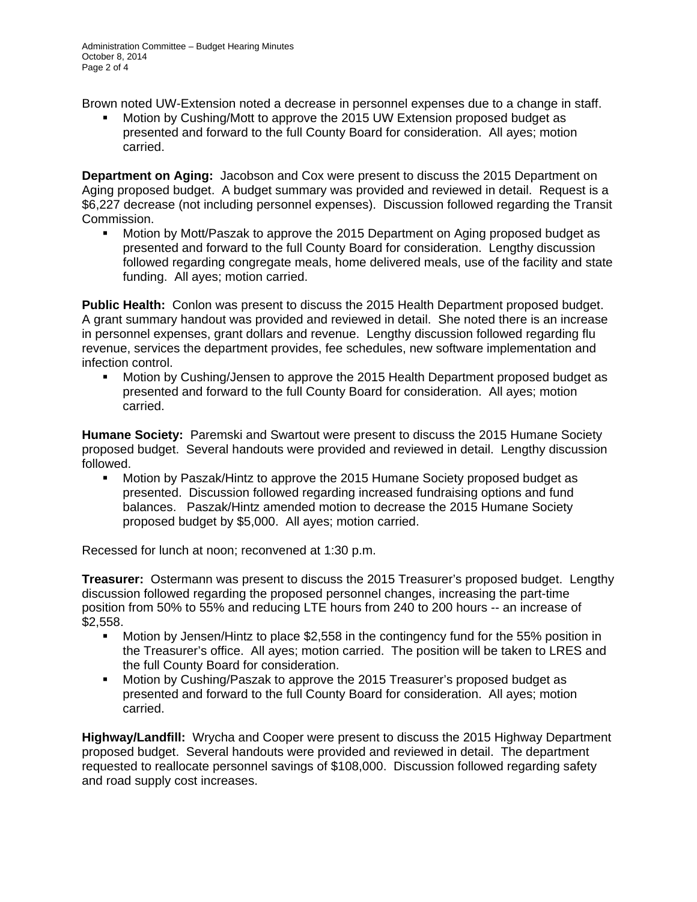Brown noted UW-Extension noted a decrease in personnel expenses due to a change in staff.

- Motion by Cushing/Mott to approve the 2015 UW Extension proposed budget as presented and forward to the full County Board for consideration. All ayes; motion carried.

**Department on Aging:** Jacobson and Cox were present to discuss the 2015 Department on Aging proposed budget. A budget summary was provided and reviewed in detail. Request is a $6,227 decrease (not including personnel expenses). Discussion followed regarding the Transit Commission.

- Motion by Mott/Paszak to approve the 2015 Department on Aging proposed budget as presented and forward to the full County Board for consideration. Lengthy discussion followed regarding congregate meals, home delivered meals, use of the facility and state funding. All ayes; motion carried.

**Public Health:** Conlon was present to discuss the 2015 Health Department proposed budget. A grant summary handout was provided and reviewed in detail. She noted there is an increase in personnel expenses, grant dollars and revenue. Lengthy discussion followed regarding flu revenue, services the department provides, fee schedules, new software implementation and infection control.

- Motion by Cushing/Jensen to approve the 2015 Health Department proposed budget as presented and forward to the full County Board for consideration. All ayes; motion carried.

**Humane Society:** Paremski and Swartout were present to discuss the 2015 Humane Society proposed budget. Several handouts were provided and reviewed in detail. Lengthy discussion followed.

- Motion by Paszak/Hintz to approve the 2015 Humane Society proposed budget as presented. Discussion followed regarding increased fundraising options and fund balances. Paszak/Hintz amended motion to decrease the 2015 Humane Society proposed budget by $5,000. All ayes; motion carried.

Recessed for lunch at noon; reconvened at 1:30 p.m.

**Treasurer:** Ostermann was present to discuss the 2015 Treasurer's proposed budget. Lengthy discussion followed regarding the proposed personnel changes, increasing the part-time position from 50% to 55% and reducing LTE hours from 240 to 200 hours -- an increase of $2,558.

- Motion by Jensen/Hintz to place $2,558 in the contingency fund for the 55% position in the Treasurer's office. All ayes; motion carried. The position will be taken to LRES and the full County Board for consideration.
- Motion by Cushing/Paszak to approve the 2015 Treasurer's proposed budget as presented and forward to the full County Board for consideration. All ayes; motion carried.

**Highway/Landfill:** Wrycha and Cooper were present to discuss the 2015 Highway Department proposed budget. Several handouts were provided and reviewed in detail. The department requested to reallocate personnel savings of $108,000. Discussion followed regarding safety and road supply cost increases.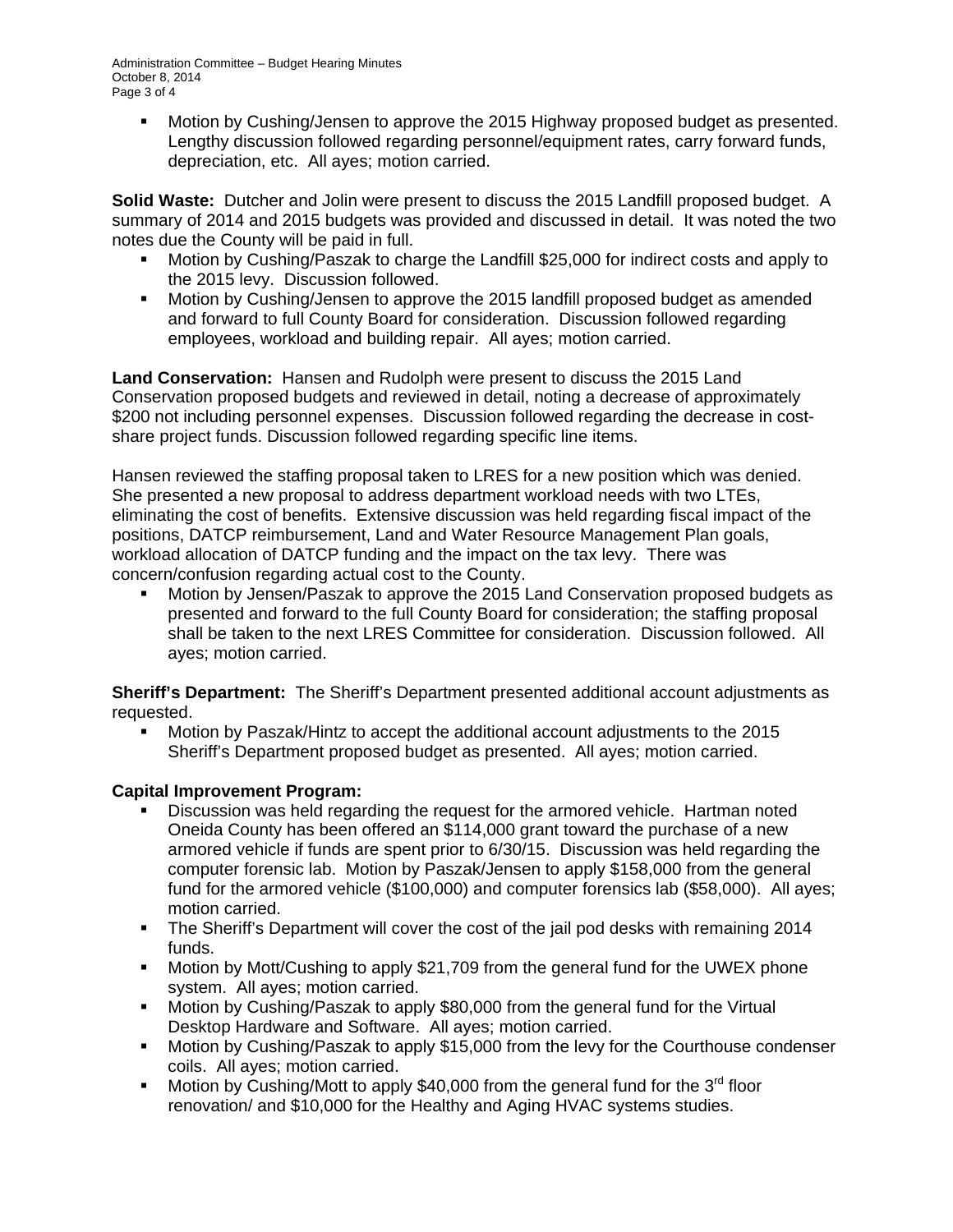- Motion by Cushing/Jensen to approve the 2015 Highway proposed budget as presented. Lengthy discussion followed regarding personnel/equipment rates, carry forward funds, depreciation, etc. All ayes; motion carried.

**Solid Waste:** Dutcher and Jolin were present to discuss the 2015 Landfill proposed budget. A summary of 2014 and 2015 budgets was provided and discussed in detail. It was noted the two notes due the County will be paid in full.

- Motion by Cushing/Paszak to charge the Landfill $25,000 for indirect costs and apply to the 2015 levy. Discussion followed.
- Motion by Cushing/Jensen to approve the 2015 landfill proposed budget as amended and forward to full County Board for consideration. Discussion followed regarding employees, workload and building repair. All ayes; motion carried.

**Land Conservation:** Hansen and Rudolph were present to discuss the 2015 Land Conservation proposed budgets and reviewed in detail, noting a decrease of approximately $200 not including personnel expenses. Discussion followed regarding the decrease in cost-share project funds. Discussion followed regarding specific line items.

Hansen reviewed the staffing proposal taken to LRES for a new position which was denied. She presented a new proposal to address department workload needs with two LTEs, eliminating the cost of benefits. Extensive discussion was held regarding fiscal impact of the positions, DATCP reimbursement, Land and Water Resource Management Plan goals, workload allocation of DATCP funding and the impact on the tax levy. There was concern/confusion regarding actual cost to the County.

- Motion by Jensen/Paszak to approve the 2015 Land Conservation proposed budgets as presented and forward to the full County Board for consideration; the staffing proposal shall be taken to the next LRES Committee for consideration. Discussion followed. All ayes; motion carried.

**Sheriff's Department:** The Sheriff's Department presented additional account adjustments as requested.

- Motion by Paszak/Hintz to accept the additional account adjustments to the 2015 Sheriff's Department proposed budget as presented. All ayes; motion carried.

**Capital Improvement Program:**

- Discussion was held regarding the request for the armored vehicle. Hartman noted Oneida County has been offered an $114,000 grant toward the purchase of a new armored vehicle if funds are spent prior to 6/30/15. Discussion was held regarding the computer forensic lab. Motion by Paszak/Jensen to apply $158,000 from the general fund for the armored vehicle ($100,000) and computer forensics lab ($58,000). All ayes; motion carried.
- The Sheriff's Department will cover the cost of the jail pod desks with remaining 2014 funds.
- Motion by Mott/Cushing to apply $21,709 from the general fund for the UWEX phone system. All ayes; motion carried.
- Motion by Cushing/Paszak to apply $80,000 from the general fund for the Virtual Desktop Hardware and Software. All ayes; motion carried.
- Motion by Cushing/Paszak to apply $15,000 from the levy for the Courthouse condenser coils. All ayes; motion carried.
- Motion by Cushing/Mott to apply $40,000 from the general fund for the 3rd floor renovation/ and $10,000 for the Healthy and Aging HVAC systems studies.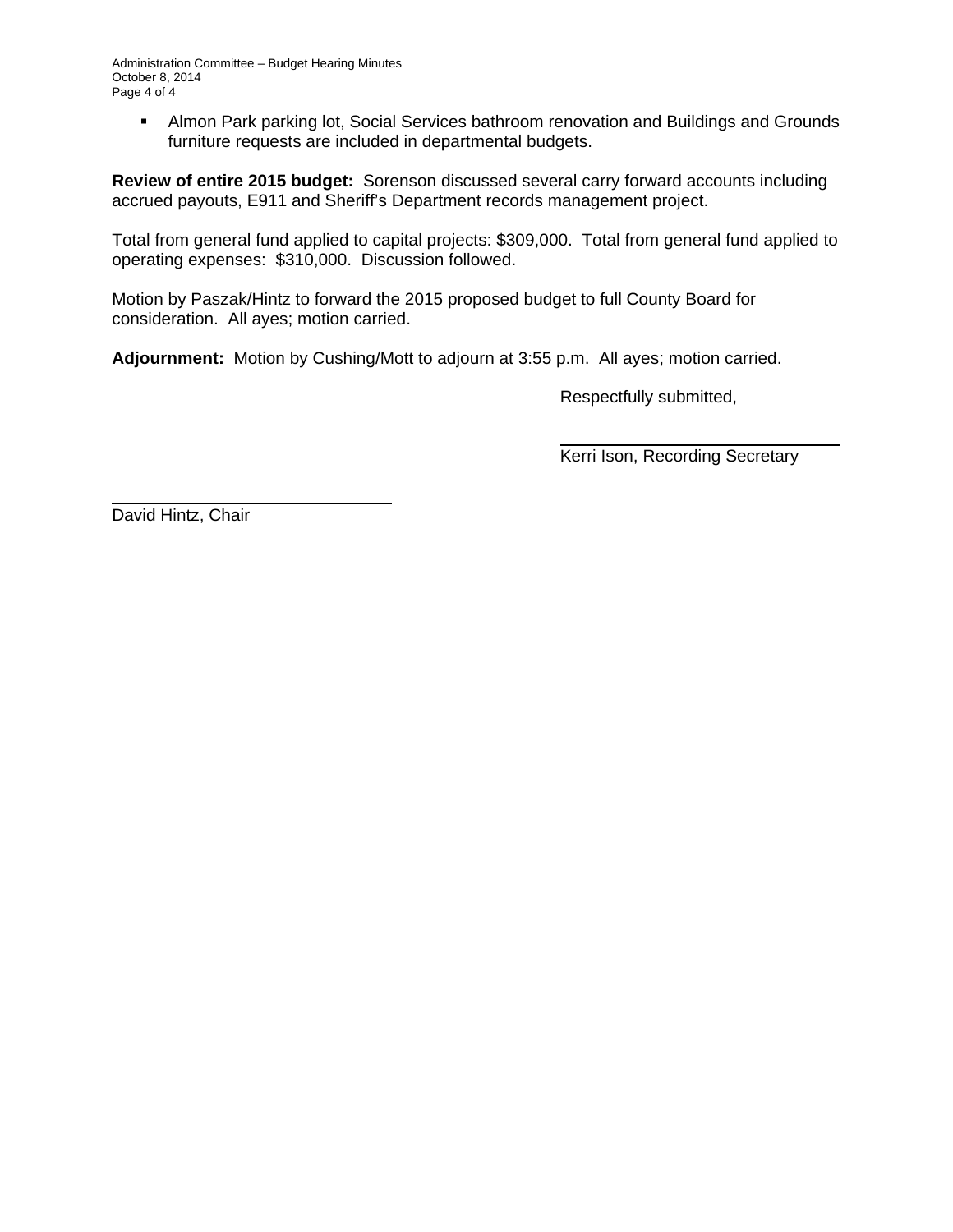- Almon Park parking lot, Social Services bathroom renovation and Buildings and Grounds furniture requests are included in departmental budgets.

**Review of entire 2015 budget:** Sorenson discussed several carry forward accounts including accrued payouts, E911 and Sheriff's Department records management project.

Total from general fund applied to capital projects: $309,000. Total from general fund applied to operating expenses: $310,000. Discussion followed.

Motion by Paszak/Hintz to forward the 2015 proposed budget to full County Board for consideration. All ayes; motion carried.

**Adjournment:** Motion by Cushing/Mott to adjourn at 3:55 p.m. All ayes; motion carried.

Respectfully submitted,

Kerri Ison, Recording Secretary

David Hintz, Chair